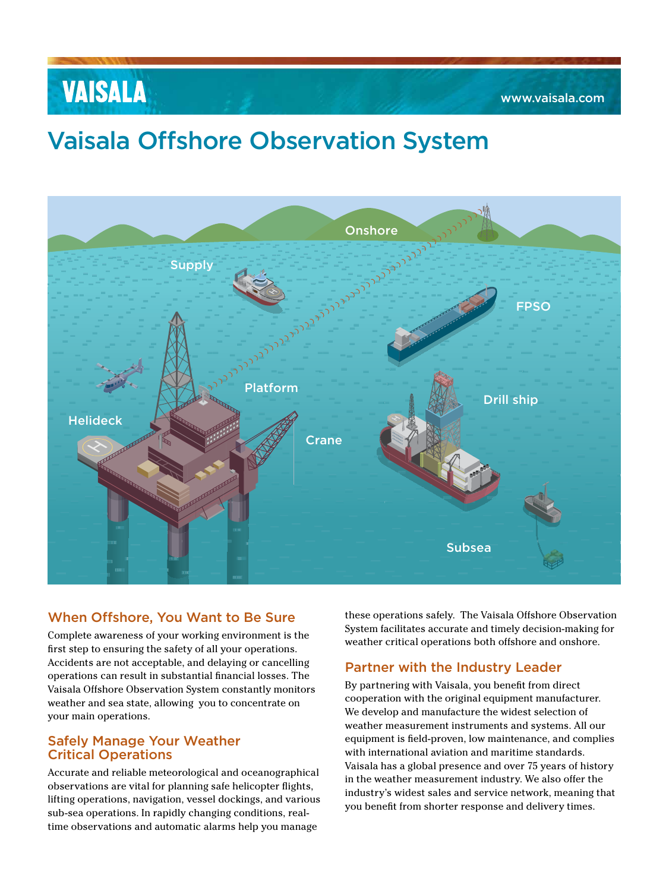# Vaisala Offshore Observation System

Onshore

Supply

FPSO

Platform

Drill ship

Helideck

Crane

Subsea

## When Offshore, You Want to Be Sure

Complete awareness of your working environment is the first step to ensuring the safety of all your operations. Accidents are not acceptable, and delaying or cancelling operations can result in substantial financial losses. The Vaisala Offshore Observation System constantly monitors weather and sea state, allowing you to concentrate on your main operations.

## Safely Manage Your Weather Critical Operations

Accurate and reliable meteorological and oceanographical observations are vital for planning safe helicopter flights, lifting operations, navigation, vessel dockings, and various sub-sea operations. In rapidly changing conditions, real-time observations and automatic alarms help you manage these operations safely. The Vaisala Offshore Observation System facilitates accurate and timely decision-making for weather critical operations both offshore and onshore.

## Partner with the Industry Leader

By partnering with Vaisala, you benefit from direct cooperation with the original equipment manufacturer. We develop and manufacture the widest selection of weather measurement instruments and systems. All our equipment is field-proven, low maintenance, and complies with international aviation and maritime standards. Vaisala has a global presence and over 75 years of history in the weather measurement industry. We also offer the industry's widest sales and service network, meaning that you benefit from shorter response and delivery times.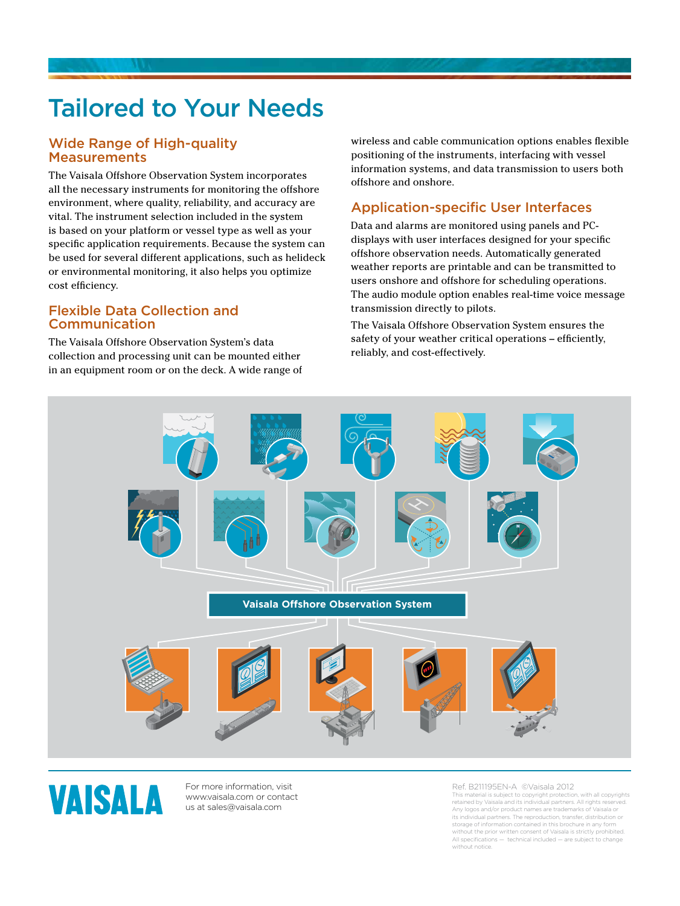# Tailored to Your Needs

## Wide Range of High-quality Measurements

The Vaisala Offshore Observation System incorporates all the necessary instruments for monitoring the offshore environment, where quality, reliability, and accuracy are vital. The instrument selection included in the system is based on your platform or vessel type as well as your specific application requirements. Because the system can be used for several different applications, such as helideck or environmental monitoring, it also helps you optimize cost efficiency.

## Flexible Data Collection and Communication

The Vaisala Offshore Observation System's data collection and processing unit can be mounted either in an equipment room or on the deck. A wide range of wireless and cable communication options enables flexible positioning of the instruments, interfacing with vessel information systems, and data transmission to users both offshore and onshore.

## Application-specific User Interfaces

Data and alarms are monitored using panels and PC-displays with user interfaces designed for your specific offshore observation needs. Automatically generated weather reports are printable and can be transmitted to users onshore and offshore for scheduling operations. The audio module option enables real-time voice message transmission directly to pilots.

The Vaisala Offshore Observation System ensures the safety of your weather critical operations – efficiently, reliably, and cost-effectively.

Vaisala Offshore Observation System

**VAISALA**

For more information, visit www.vaisala.com or contact us at sales@vaisala.com

Ref. B211195EN-A ©Vaisala 2012

This material is subject to copyright protection, with all copyrights retained by Vaisala and its individual partners. All rights reserved. Any logos and/or product names are trademarks of Vaisala or its individual partners. The reproduction, transfer, distribution or storage of information contained in this brochure in any form without the prior written consent of Vaisala is strictly prohibited. All specifications — technical included — are subject to change without notice.